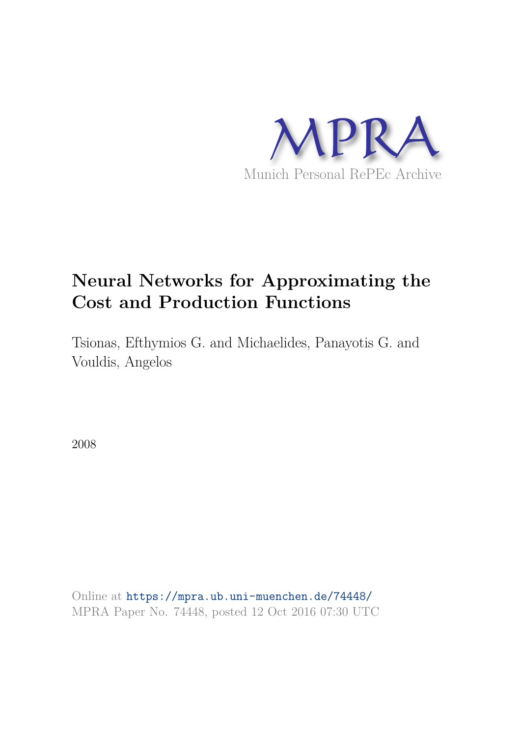MPRA

Munich Personal RePEc Archive

# Neural Networks for Approximating the Cost and Production Functions

Tsionas, Efthymios G. and Michaelides, Panayotis G. and Vouldis, Angelos

2008

Online at https://mpra.ub.uni-muenchen.de/74448/
MPRA Paper No. 74448, posted 12 Oct 2016 07:30 UTC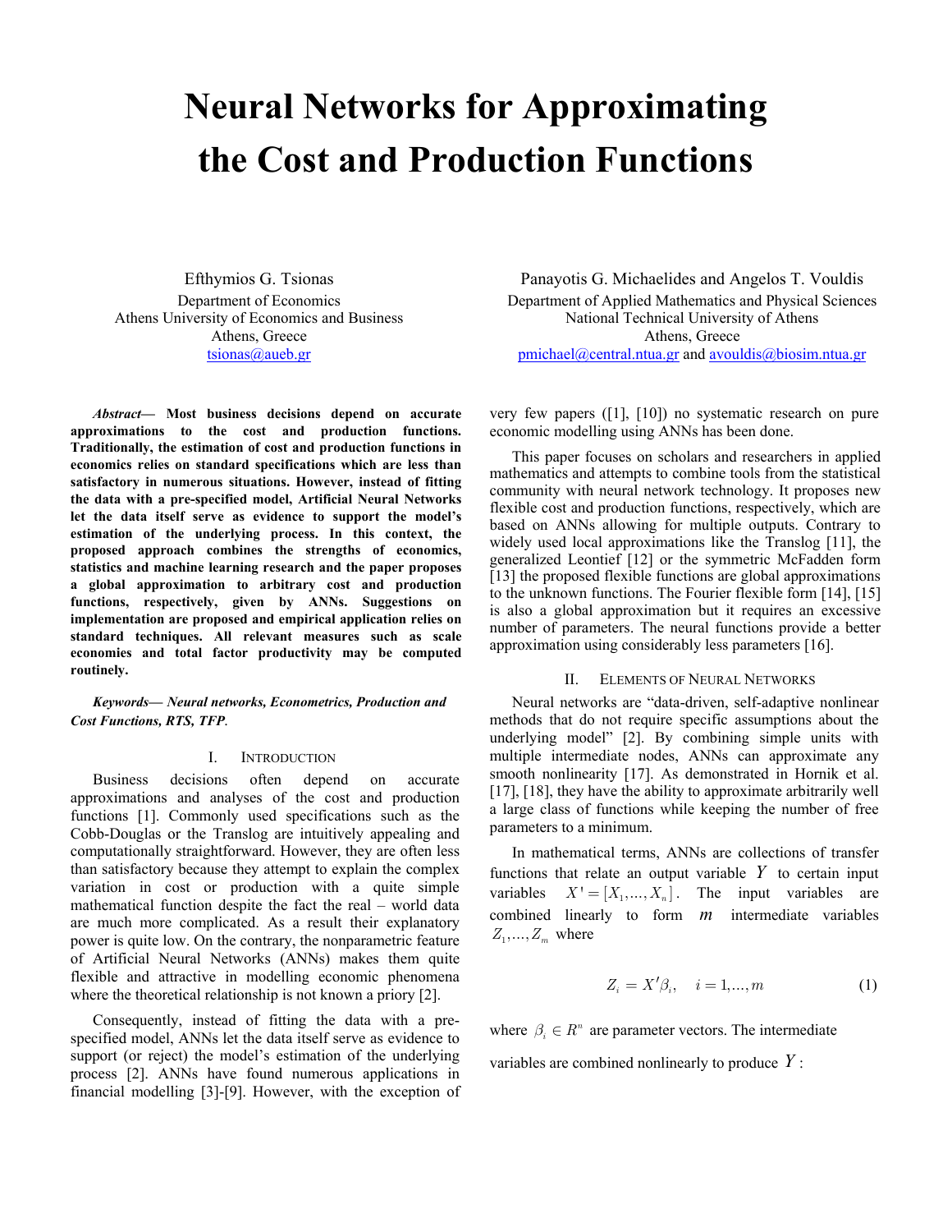# Neural Networks for Approximating the Cost and Production Functions

Efthymios G. Tsionas
Department of Economics
Athens University of Economics and Business
Athens, Greece
tsionas@aueb.gr

Panayotis G. Michaelides and Angelos T. Vouldis
Department of Applied Mathematics and Physical Sciences
National Technical University of Athens
Athens, Greece
pmichael@central.ntua.gr and avouldis@biosim.ntua.gr

***Abstract*— Most business decisions depend on accurate approximations to the cost and production functions. Traditionally, the estimation of cost and production functions in economics relies on standard specifications which are less than satisfactory in numerous situations. However, instead of fitting the data with a pre-specified model, Artificial Neural Networks let the data itself serve as evidence to support the model's estimation of the underlying process. In this context, the proposed approach combines the strengths of economics, statistics and machine learning research and the paper proposes a global approximation to arbitrary cost and production functions, respectively, given by ANNs. Suggestions on implementation are proposed and empirical application relies on standard techniques. All relevant measures such as scale economies and total factor productivity may be computed routinely.**

***Keywords*— *Neural networks, Econometrics, Production and Cost Functions, RTS, TFP*.**

## I. Introduction

Business decisions often depend on accurate approximations and analyses of the cost and production functions [1]. Commonly used specifications such as the Cobb-Douglas or the Translog are intuitively appealing and computationally straightforward. However, they are often less than satisfactory because they attempt to explain the complex variation in cost or production with a quite simple mathematical function despite the fact the real – world data are much more complicated. As a result their explanatory power is quite low. On the contrary, the nonparametric feature of Artificial Neural Networks (ANNs) makes them quite flexible and attractive in modelling economic phenomena where the theoretical relationship is not known a priory [2].

Consequently, instead of fitting the data with a pre-specified model, ANNs let the data itself serve as evidence to support (or reject) the model's estimation of the underlying process [2]. ANNs have found numerous applications in financial modelling [3]-[9]. However, with the exception of very few papers ([1], [10]) no systematic research on pure economic modelling using ANNs has been done.

This paper focuses on scholars and researchers in applied mathematics and attempts to combine tools from the statistical community with neural network technology. It proposes new flexible cost and production functions, respectively, which are based on ANNs allowing for multiple outputs. Contrary to widely used local approximations like the Translog [11], the generalized Leontief [12] or the symmetric McFadden form [13] the proposed flexible functions are global approximations to the unknown functions. The Fourier flexible form [14], [15] is also a global approximation but it requires an excessive number of parameters. The neural functions provide a better approximation using considerably less parameters [16].

## II. Elements of Neural Networks

Neural networks are "data-driven, self-adaptive nonlinear methods that do not require specific assumptions about the underlying model" [2]. By combining simple units with multiple intermediate nodes, ANNs can approximate any smooth nonlinearity [17]. As demonstrated in Hornik et al. [17], [18], they have the ability to approximate arbitrarily well a large class of functions while keeping the number of free parameters to a minimum.

In mathematical terms, ANNs are collections of transfer functions that relate an output variable $Y$ to certain input variables $X' = [X_1, ..., X_n]$. The input variables are combined linearly to form $m$ intermediate variables $Z_1, ..., Z_m$ where

$$Z_i = X'\beta_i, \quad i = 1, ..., m \tag{1}$$

where $\beta_i \in R^n$ are parameter vectors. The intermediate variables are combined nonlinearly to produce $Y$: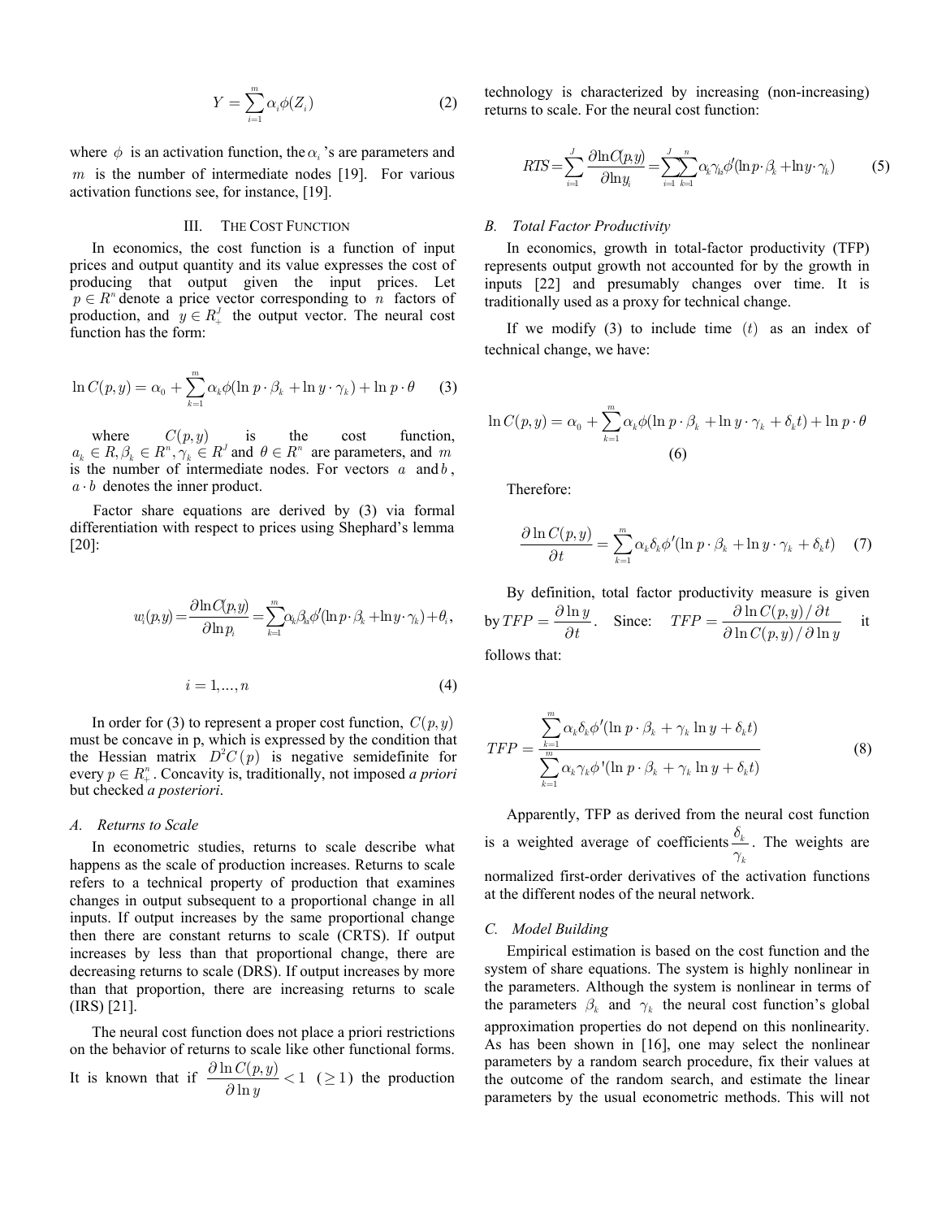$$Y = \sum_{i=1}^{m} \alpha_i \phi(Z_i) \tag{2}$$

where $\phi$ is an activation function, the $\alpha_i$ 's are parameters and $m$ is the number of intermediate nodes [19]. For various activation functions see, for instance, [19].

## III. The Cost Function

In economics, the cost function is a function of input prices and output quantity and its value expresses the cost of producing that output given the input prices. Let $p \in R^n$ denote a price vector corresponding to $n$ factors of production, and $y \in R_+^J$ the output vector. The neural cost function has the form:

$$\ln C(p, y) = \alpha_0 + \sum_{k=1}^{m} \alpha_k \phi(\ln p \cdot \beta_k + \ln y \cdot \gamma_k) + \ln p \cdot \theta \tag{3}$$

where $C(p,y)$ is the cost function, $a_k \in R, \beta_k \in R^n, \gamma_k \in R^J$ and $\theta \in R^n$ are parameters, and $m$ is the number of intermediate nodes. For vectors $a$ and $b$, $a \cdot b$ denotes the inner product.

Factor share equations are derived by (3) via formal differentiation with respect to prices using Shephard's lemma [20]:

$$w_i(p,y) = \frac{\partial \ln C(p,y)}{\partial \ln p_i} = \sum_{k=1}^{m} \alpha_k \beta_{ki} \phi'(\ln p \cdot \beta_k + \ln y \cdot \gamma_k) + \theta_i,$$

$$i = 1, \ldots, n \tag{4}$$

In order for (3) to represent a proper cost function, $C(p,y)$ must be concave in p, which is expressed by the condition that the Hessian matrix $D^2 C(p)$ is negative semidefinite for every $p \in R_+^n$. Concavity is, traditionally, not imposed *a priori* but checked *a posteriori*.

### A. Returns to Scale

In econometric studies, returns to scale describe what happens as the scale of production increases. Returns to scale refers to a technical property of production that examines changes in output subsequent to a proportional change in all inputs. If output increases by the same proportional change then there are constant returns to scale (CRTS). If output increases by less than that proportional change, there are decreasing returns to scale (DRS). If output increases by more than that proportion, there are increasing returns to scale (IRS) [21].

The neural cost function does not place a priori restrictions on the behavior of returns to scale like other functional forms. It is known that if $\frac{\partial \ln C(p,y)}{\partial \ln y} < 1$ $(\geq 1)$ the production technology is characterized by increasing (non-increasing) returns to scale. For the neural cost function:

$$RTS = \sum_{i=1}^{J} \frac{\partial \ln C(p,y)}{\partial \ln y_i} = \sum_{i=1}^{J} \sum_{k=1}^{n} \alpha_k \gamma_{ki} \phi'(\ln p \cdot \beta_k + \ln y \cdot \gamma_k) \tag{5}$$

### B. Total Factor Productivity

In economics, growth in total-factor productivity (TFP) represents output growth not accounted for by the growth in inputs [22] and presumably changes over time. It is traditionally used as a proxy for technical change.

If we modify (3) to include time $(t)$ as an index of technical change, we have:

$$\ln C(p, y) = \alpha_0 + \sum_{k=1}^{m} \alpha_k \phi(\ln p \cdot \beta_k + \ln y \cdot \gamma_k + \delta_k t) + \ln p \cdot \theta \tag{6}$$

Therefore:

$$\frac{\partial \ln C(p,y)}{\partial t} = \sum_{k=1}^{m} \alpha_k \delta_k \phi'(\ln p \cdot \beta_k + \ln y \cdot \gamma_k + \delta_k t) \tag{7}$$

By definition, total factor productivity measure is given by $TFP = \frac{\partial \ln y}{\partial t}$. Since: $TFP = \frac{\partial \ln C(p,y) / \partial t}{\partial \ln C(p,y) / \partial \ln y}$ it follows that:

$$TFP = \frac{\sum_{k=1}^{m} \alpha_k \delta_k \phi'(\ln p \cdot \beta_k + \gamma_k \ln y + \delta_k t)}{\sum_{k=1}^{m} \alpha_k \gamma_k \phi'(\ln p \cdot \beta_k + \gamma_k \ln y + \delta_k t)} \tag{8}$$

Apparently, TFP as derived from the neural cost function is a weighted average of coefficients $\frac{\delta_k}{\gamma_k}$. The weights are normalized first-order derivatives of the activation functions at the different nodes of the neural network.

### C. Model Building

Empirical estimation is based on the cost function and the system of share equations. The system is highly nonlinear in the parameters. Although the system is nonlinear in terms of the parameters $\beta_k$ and $\gamma_k$ the neural cost function's global approximation properties do not depend on this nonlinearity. As has been shown in [16], one may select the nonlinear parameters by a random search procedure, fix their values at the outcome of the random search, and estimate the linear parameters by the usual econometric methods. This will not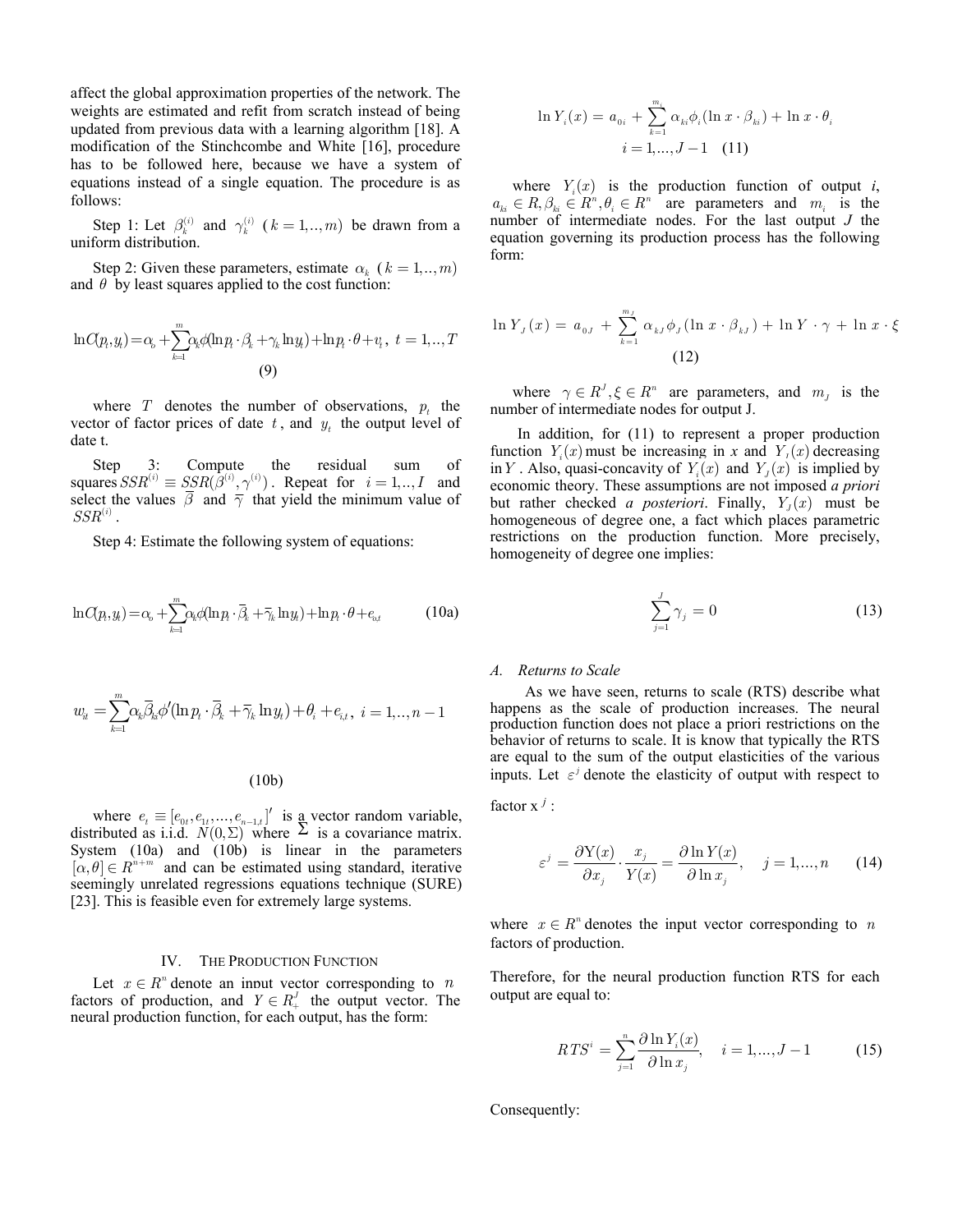affect the global approximation properties of the network. The weights are estimated and refit from scratch instead of being updated from previous data with a learning algorithm [18]. A modification of the Stinchcombe and White [16], procedure has to be followed here, because we have a system of equations instead of a single equation. The procedure is as follows:

Step 1: Let $\beta_k^{(i)}$ and $\gamma_k^{(i)}$ $(k=1,..,m)$ be drawn from a uniform distribution.

Step 2: Given these parameters, estimate $\alpha_k$ $(k=1,..,m)$ and $\theta$ by least squares applied to the cost function:

$$\ln C(p_t, y_t) = \alpha_o + \sum_{k=1}^{m} \alpha_k \phi(\ln p_t \cdot \beta_k + \gamma_k \ln y_t) + \ln p_t \cdot \theta + v_t, \; t=1,..,T \tag{9}$$

where $T$ denotes the number of observations, $p_t$ the vector of factor prices of date $t$, and $y_t$ the output level of date t.

Step 3: Compute the residual sum of squares $SSR^{(i)} \equiv SSR(\beta^{(i)}, \gamma^{(i)})$. Repeat for $i=1,..,I$ and select the values $\bar{\beta}$ and $\bar{\gamma}$ that yield the minimum value of $SSR^{(i)}$.

Step 4: Estimate the following system of equations:

$$\ln C(p_t, y_t) = \alpha_o + \sum_{k=1}^{m} \alpha_k \phi(\ln p_t \cdot \bar{\beta}_k + \bar{\gamma}_k \ln y_t) + \ln p_t \cdot \theta + e_{0,t} \tag{10a}$$

$$w_{it} = \sum_{k=1}^{m} \alpha_k \bar{\beta}_{ki} \phi'(\ln p_t \cdot \bar{\beta}_k + \bar{\gamma}_k \ln y_t) + \theta_i + e_{i,t}, \; i=1,..,n-1 \tag{10b}$$

where $e_t \equiv [e_{0t}, e_{1t}, ..., e_{n-1,t}]'$ is a vector random variable, distributed as i.i.d. $N(0,\Sigma)$ where $\Sigma$ is a covariance matrix. System (10a) and (10b) is linear in the parameters $[\alpha, \theta] \in R^{n+m}$ and can be estimated using standard, iterative seemingly unrelated regressions equations technique (SURE) [23]. This is feasible even for extremely large systems.

## IV. The Production Function

Let $x \in R^n$ denote an input vector corresponding to $n$ factors of production, and $Y \in R_+^J$ the output vector. The neural production function, for each output, has the form:

$$\ln Y_i(x) = a_{0i} + \sum_{k=1}^{m_i} \alpha_{ki} \phi_i(\ln x \cdot \beta_{ki}) + \ln x \cdot \theta_i$$
$$i = 1,..., J-1 \quad (11)$$

where $Y_i(x)$ is the production function of output *i*, $a_{ki} \in R, \beta_{ki} \in R^n, \theta_i \in R^n$ are parameters and $m_i$ is the number of intermediate nodes. For the last output $J$ the equation governing its production process has the following form:

$$\ln Y_J(x) = a_{0J} + \sum_{k=1}^{m_J} \alpha_{kJ} \phi_J(\ln x \cdot \beta_{kJ}) + \ln Y \cdot \gamma + \ln x \cdot \xi \tag{12}$$

where $\gamma \in R^J, \xi \in R^n$ are parameters, and $m_J$ is the number of intermediate nodes for output J.

In addition, for (11) to represent a proper production function $Y_i(x)$ must be increasing in x and $Y_J(x)$ decreasing in $Y$. Also, quasi-concavity of $Y_i(x)$ and $Y_J(x)$ is implied by economic theory. These assumptions are not imposed *a priori* but rather checked *a posteriori*. Finally, $Y_J(x)$ must be homogeneous of degree one, a fact which places parametric restrictions on the production function. More precisely, homogeneity of degree one implies:

$$\sum_{j=1}^{J} \gamma_j = 0 \tag{13}$$

### A. Returns to Scale

As we have seen, returns to scale (RTS) describe what happens as the scale of production increases. The neural production function does not place a priori restrictions on the behavior of returns to scale. It is know that typically the RTS are equal to the sum of the output elasticities of the various inputs. Let $\varepsilon^j$ denote the elasticity of output with respect to factor $x^j$:

$$\varepsilon^j = \frac{\partial Y(x)}{\partial x_j} \cdot \frac{x_j}{Y(x)} = \frac{\partial \ln Y(x)}{\partial \ln x_j}, \quad j = 1,...,n \tag{14}$$

where $x \in R^n$ denotes the input vector corresponding to $n$ factors of production.

Therefore, for the neural production function RTS for each output are equal to:

$$RTS^i = \sum_{j=1}^{n} \frac{\partial \ln Y_i(x)}{\partial \ln x_j}, \quad i = 1,..., J-1 \tag{15}$$

Consequently: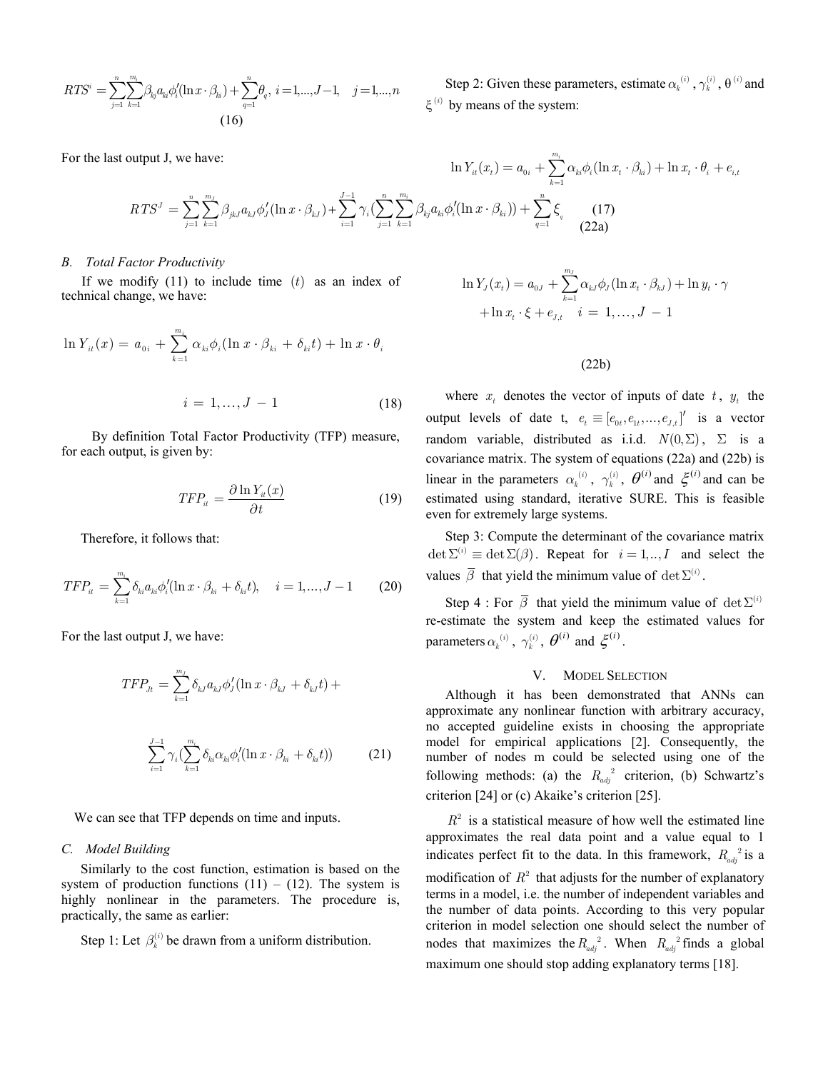$$RTS^i = \sum_{j=1}^{n}\sum_{k=1}^{m_i}\beta_{kj}a_{ki}\phi_i'(\ln x\cdot\beta_{ki}) + \sum_{q=1}^{n}\theta_q,\ i=1,...,J-1,\quad j=1,...,n \tag{16}$$

For the last output J, we have:

$$RTS^J = \sum_{j=1}^{n}\sum_{k=1}^{m_J}\beta_{jkJ}a_{kJ}\phi_J'(\ln x\cdot\beta_{kJ}) + \sum_{i=1}^{J-1}\gamma_i\left(\sum_{j=1}^{n}\sum_{k=1}^{m_i}\beta_{kj}a_{ki}\phi_i'(\ln x\cdot\beta_{ki})\right) + \sum_{q=1}^{n}\xi_q \tag{17}$$

### B. Total Factor Productivity

If we modify (11) to include time $(t)$ as an index of technical change, we have:

$$\ln Y_{it}(x) = a_{0i} + \sum_{k=1}^{m_i}\alpha_{ki}\phi_i(\ln x\cdot\beta_{ki} + \delta_{ki}t) + \ln x\cdot\theta_i$$

$$i = 1,\ldots,J-1 \tag{18}$$

By definition Total Factor Productivity (TFP) measure, for each output, is given by:

$$TFP_{it} = \frac{\partial \ln Y_{it}(x)}{\partial t} \tag{19}$$

Therefore, it follows that:

$$TFP_{it} = \sum_{k=1}^{m_i}\delta_{ki}a_{ki}\phi_i'(\ln x\cdot\beta_{ki} + \delta_{ki}t),\quad i=1,...,J-1 \tag{20}$$

For the last output J, we have:

$$TFP_{Jt} = \sum_{k=1}^{m_J}\delta_{kJ}a_{kJ}\phi_J'(\ln x\cdot\beta_{kJ} + \delta_{kJ}t) +$$

$$\sum_{i=1}^{J-1}\gamma_i\left(\sum_{k=1}^{m_i}\delta_{ki}\alpha_{ki}\phi_i'(\ln x\cdot\beta_{ki} + \delta_{ki}t)\right) \tag{21}$$

We can see that TFP depends on time and inputs.

### C. Model Building

Similarly to the cost function, estimation is based on the system of production functions (11) – (12). The system is highly nonlinear in the parameters. The procedure is, practically, the same as earlier:

Step 1: Let $\beta_k^{(i)}$ be drawn from a uniform distribution.

Step 2: Given these parameters, estimate $\alpha_k^{(i)}$, $\gamma_k^{(i)}$, $\theta^{(i)}$ and $\xi^{(i)}$ by means of the system:

$$\ln Y_i(x_t) = a_{0i} + \sum_{k=1}^{m_i}\alpha_{ki}\phi_i(\ln x_t\cdot\beta_{ki}) + \ln x_t\cdot\theta_i + e_{i,t} \tag{22a}$$

$$\ln Y_J(x_t) = a_{0J} + \sum_{k=1}^{m_J}\alpha_{kJ}\phi_J(\ln x_t\cdot\beta_{kJ}) + \ln y_t\cdot\gamma$$
$$+ \ln x_t\cdot\xi + e_{J,t}\quad i = 1,\ldots,J-1 \tag{22b}$$

where $x_t$ denotes the vector of inputs of date $t$, $y_t$ the output levels of date t, $e_t \equiv [e_{0t}, e_{1t}, ..., e_{J,t}]'$ is a vector random variable, distributed as i.i.d. $N(0,\Sigma)$, $\Sigma$ is a covariance matrix. The system of equations (22a) and (22b) is linear in the parameters $\alpha_k^{(i)}$, $\gamma_k^{(i)}$, $\theta^{(i)}$ and $\xi^{(i)}$ and can be estimated using standard, iterative SURE. This is feasible even for extremely large systems.

Step 3: Compute the determinant of the covariance matrix $\det\Sigma^{(i)} \equiv \det\Sigma(\beta)$. Repeat for $i = 1,..,I$ and select the values $\overline{\beta}$ that yield the minimum value of $\det\Sigma^{(i)}$.

Step 4 : For $\overline{\beta}$ that yield the minimum value of $\det\Sigma^{(i)}$ re-estimate the system and keep the estimated values for parameters $\alpha_k^{(i)}$, $\gamma_k^{(i)}$, $\theta^{(i)}$ and $\xi^{(i)}$.

## V. Model Selection

Although it has been demonstrated that ANNs can approximate any nonlinear function with arbitrary accuracy, no accepted guideline exists in choosing the appropriate model for empirical applications [2]. Consequently, the number of nodes m could be selected using one of the following methods: (a) the $R_{adj}^2$ criterion, (b) Schwartz's criterion [24] or (c) Akaike's criterion [25].

$R^2$ is a statistical measure of how well the estimated line approximates the real data point and a value equal to 1 indicates perfect fit to the data. In this framework, $R_{adj}^2$ is a modification of $R^2$ that adjusts for the number of explanatory terms in a model, i.e. the number of independent variables and the number of data points. According to this very popular criterion in model selection one should select the number of nodes that maximizes the $R_{adj}^2$. When $R_{adj}^2$ finds a global maximum one should stop adding explanatory terms [18].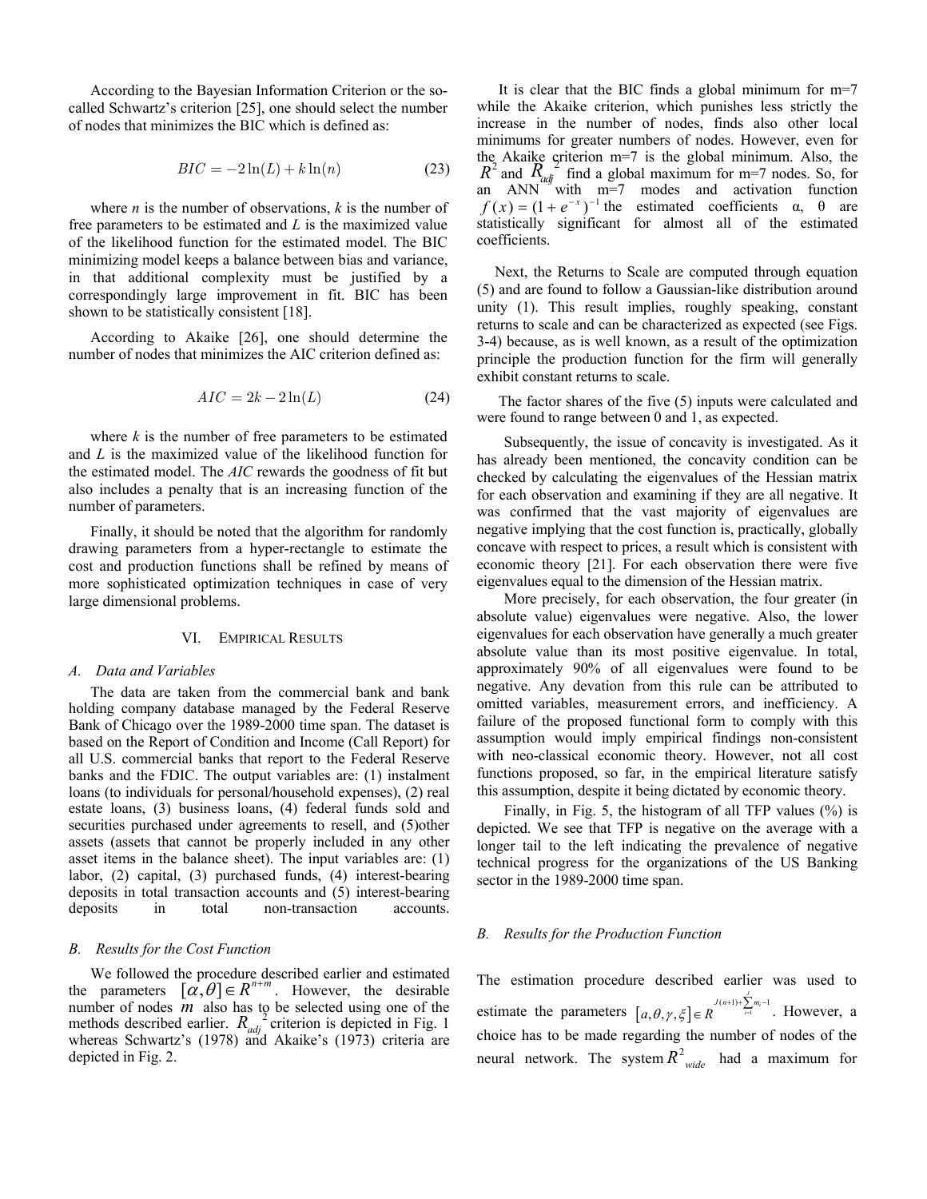According to the Bayesian Information Criterion or the so-called Schwartz's criterion [25], one should select the number of nodes that minimizes the BIC which is defined as:

$$BIC = -2\ln(L) + k\ln(n) \tag{23}$$

where *n* is the number of observations, *k* is the number of free parameters to be estimated and *L* is the maximized value of the likelihood function for the estimated model. The BIC minimizing model keeps a balance between bias and variance, in that additional complexity must be justified by a correspondingly large improvement in fit. BIC has been shown to be statistically consistent [18].

According to Akaike [26], one should determine the number of nodes that minimizes the AIC criterion defined as:

$$AIC = 2k - 2\ln(L) \tag{24}$$

where *k* is the number of free parameters to be estimated and *L* is the maximized value of the likelihood function for the estimated model. The *AIC* rewards the goodness of fit but also includes a penalty that is an increasing function of the number of parameters.

Finally, it should be noted that the algorithm for randomly drawing parameters from a hyper-rectangle to estimate the cost and production functions shall be refined by means of more sophisticated optimization techniques in case of very large dimensional problems.

## VI. Empirical Results

### A. Data and Variables

The data are taken from the commercial bank and bank holding company database managed by the Federal Reserve Bank of Chicago over the 1989-2000 time span. The dataset is based on the Report of Condition and Income (Call Report) for all U.S. commercial banks that report to the Federal Reserve banks and the FDIC. The output variables are: (1) instalment loans (to individuals for personal/household expenses), (2) real estate loans, (3) business loans, (4) federal funds sold and securities purchased under agreements to resell, and (5)other assets (assets that cannot be properly included in any other asset items in the balance sheet). The input variables are: (1) labor, (2) capital, (3) purchased funds, (4) interest-bearing deposits in total transaction accounts and (5) interest-bearing deposits in total non-transaction accounts.

### B. Results for the Cost Function

We followed the procedure described earlier and estimated the parameters $[\alpha,\theta] \in R^{n+m}$. However, the desirable number of nodes $m$ also has to be selected using one of the methods described earlier. $R_{adj}^2$ criterion is depicted in Fig. 1 whereas Schwartz's (1978) and Akaike's (1973) criteria are depicted in Fig. 2.

It is clear that the BIC finds a global minimum for m=7 while the Akaike criterion, which punishes less strictly the increase in the number of nodes, finds also other local minimums for greater numbers of nodes. However, even for the Akaike criterion m=7 is the global minimum. Also, the $R^2$ and $R_{adj}^2$ find a global maximum for m=7 nodes. So, for an ANN with m=7 modes and activation function $f(x) = (1+e^{-x})^{-1}$ the estimated coefficients α, θ are statistically significant for almost all of the estimated coefficients.

Next, the Returns to Scale are computed through equation (5) and are found to follow a Gaussian-like distribution around unity (1). This result implies, roughly speaking, constant returns to scale and can be characterized as expected (see Figs. 3-4) because, as is well known, as a result of the optimization principle the production function for the firm will generally exhibit constant returns to scale.

The factor shares of the five (5) inputs were calculated and were found to range between 0 and 1, as expected.

Subsequently, the issue of concavity is investigated. As it has already been mentioned, the concavity condition can be checked by calculating the eigenvalues of the Hessian matrix for each observation and examining if they are all negative. It was confirmed that the vast majority of eigenvalues are negative implying that the cost function is, practically, globally concave with respect to prices, a result which is consistent with economic theory [21]. For each observation there were five eigenvalues equal to the dimension of the Hessian matrix.

More precisely, for each observation, the four greater (in absolute value) eigenvalues were negative. Also, the lower eigenvalues for each observation have generally a much greater absolute value than its most positive eigenvalue. In total, approximately 90% of all eigenvalues were found to be negative. Any devation from this rule can be attributed to omitted variables, measurement errors, and inefficiency. A failure of the proposed functional form to comply with this assumption would imply empirical findings non-consistent with neo-classical economic theory. However, not all cost functions proposed, so far, in the empirical literature satisfy this assumption, despite it being dictated by economic theory.

Finally, in Fig. 5, the histogram of all TFP values (%) is depicted. We see that TFP is negative on the average with a longer tail to the left indicating the prevalence of negative technical progress for the organizations of the US Banking sector in the 1989-2000 time span.

### B. Results for the Production Function

The estimation procedure described earlier was used to estimate the parameters $[a,\theta,\gamma,\xi] \in R^{J(n+1)+\sum_{i=1}^{J} m_i - 1}$. However, a choice has to be made regarding the number of nodes of the neural network. The system $R^2_{wide}$ had a maximum for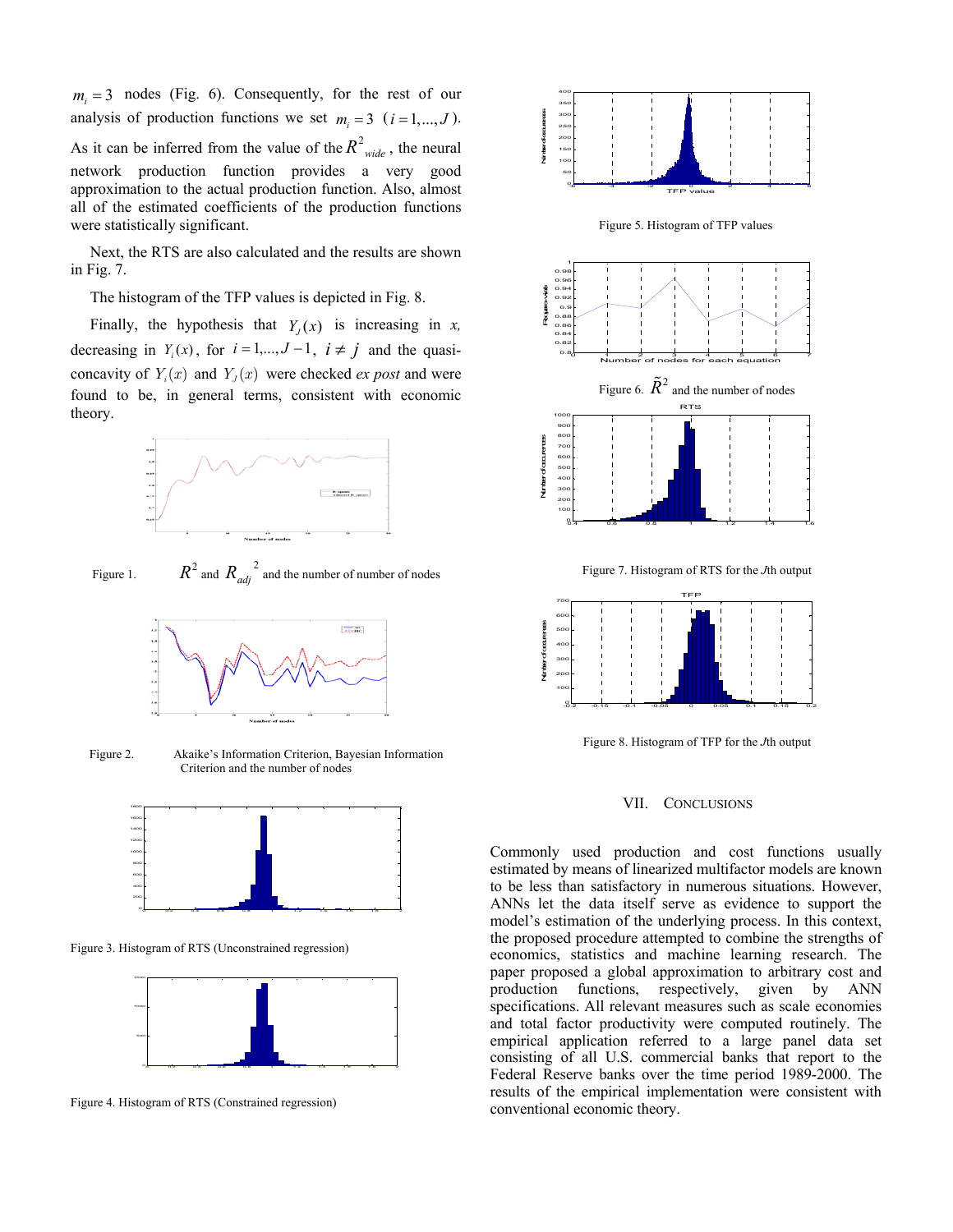$m_i = 3$ nodes (Fig. 6). Consequently, for the rest of our analysis of production functions we set $m_i = 3$ ($i = 1,...,J$). As it can be inferred from the value of the $R^2_{wide}$, the neural network production function provides a very good approximation to the actual production function. Also, almost all of the estimated coefficients of the production functions were statistically significant.

Next, the RTS are also calculated and the results are shown in Fig. 7.

The histogram of the TFP values is depicted in Fig. 8.

Finally, the hypothesis that $Y_J(x)$ is increasing in *x*, decreasing in $Y_i(x)$, for $i = 1,...,J-1$, $i \neq j$ and the quasi-concavity of $Y_i(x)$ and $Y_J(x)$ were checked *ex post* and were found to be, in general terms, consistent with economic theory.

Figure 1. $R^2$ and $R_{adj}^2$ and the number of number of nodes

Figure 2. Akaike's Information Criterion, Bayesian Information Criterion and the number of nodes

Figure 3. Histogram of RTS (Unconstrained regression)

Figure 4. Histogram of RTS (Constrained regression)

Figure 5. Histogram of TFP values

Figure 6. $\tilde{R}^2$ and the number of nodes

Figure 7. Histogram of RTS for the *J*th output

Figure 8. Histogram of TFP for the *J*th output

## VII. CONCLUSIONS

Commonly used production and cost functions usually estimated by means of linearized multifactor models are known to be less than satisfactory in numerous situations. However, ANNs let the data itself serve as evidence to support the model's estimation of the underlying process. In this context, the proposed procedure attempted to combine the strengths of economics, statistics and machine learning research. The paper proposed a global approximation to arbitrary cost and production functions, respectively, given by ANN specifications. All relevant measures such as scale economies and total factor productivity were computed routinely. The empirical application referred to a large panel data set consisting of all U.S. commercial banks that report to the Federal Reserve banks over the time period 1989-2000. The results of the empirical implementation were consistent with conventional economic theory.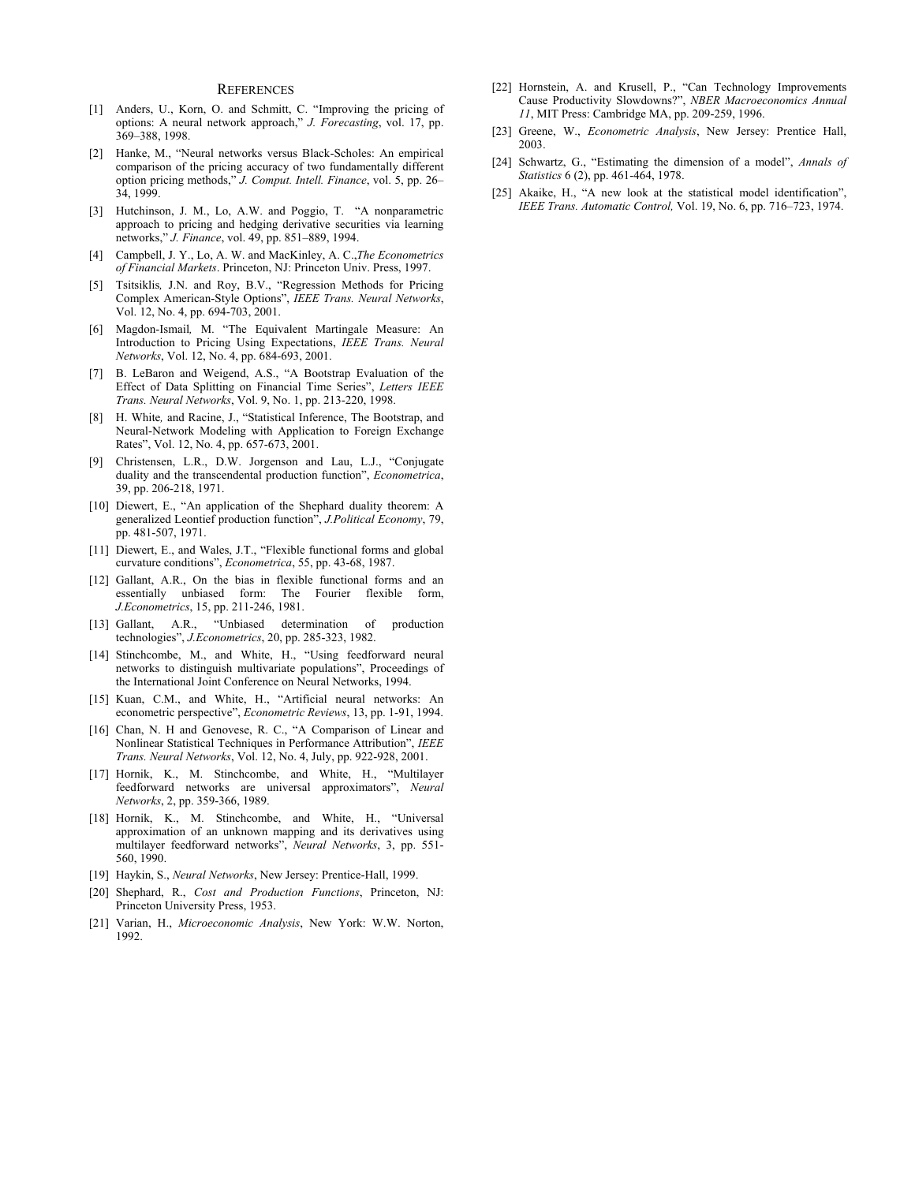## REFERENCES

[1] Anders, U., Korn, O. and Schmitt, C. "Improving the pricing of options: A neural network approach," *J. Forecasting*, vol. 17, pp. 369–388, 1998.

[2] Hanke, M., "Neural networks versus Black-Scholes: An empirical comparison of the pricing accuracy of two fundamentally different option pricing methods," *J. Comput. Intell. Finance*, vol. 5, pp. 26–34, 1999.

[3] Hutchinson, J. M., Lo, A.W. and Poggio, T. "A nonparametric approach to pricing and hedging derivative securities via learning networks," *J. Finance*, vol. 49, pp. 851–889, 1994.

[4] Campbell, J. Y., Lo, A. W. and MacKinley, A. C.,*The Econometrics of Financial Markets*. Princeton, NJ: Princeton Univ. Press, 1997.

[5] Tsitsiklis, J.N. and Roy, B.V., "Regression Methods for Pricing Complex American-Style Options", *IEEE Trans. Neural Networks*, Vol. 12, No. 4, pp. 694-703, 2001.

[6] Magdon-Ismail, M. "The Equivalent Martingale Measure: An Introduction to Pricing Using Expectations, *IEEE Trans. Neural Networks*, Vol. 12, No. 4, pp. 684-693, 2001.

[7] B. LeBaron and Weigend, A.S., "A Bootstrap Evaluation of the Effect of Data Splitting on Financial Time Series", *Letters IEEE Trans. Neural Networks*, Vol. 9, No. 1, pp. 213-220, 1998.

[8] H. White, and Racine, J., "Statistical Inference, The Bootstrap, and Neural-Network Modeling with Application to Foreign Exchange Rates", Vol. 12, No. 4, pp. 657-673, 2001.

[9] Christensen, L.R., D.W. Jorgenson and Lau, L.J., "Conjugate duality and the transcendental production function", *Econometrica*, 39, pp. 206-218, 1971.

[10] Diewert, E., "An application of the Shephard duality theorem: A generalized Leontief production function", *J.Political Economy*, 79, pp. 481-507, 1971.

[11] Diewert, E., and Wales, J.T., "Flexible functional forms and global curvature conditions", *Econometrica*, 55, pp. 43-68, 1987.

[12] Gallant, A.R., On the bias in flexible functional forms and an essentially unbiased form: The Fourier flexible form, *J.Econometrics*, 15, pp. 211-246, 1981.

[13] Gallant, A.R., "Unbiased determination of production technologies", *J.Econometrics*, 20, pp. 285-323, 1982.

[14] Stinchcombe, M., and White, H., "Using feedforward neural networks to distinguish multivariate populations", Proceedings of the International Joint Conference on Neural Networks, 1994.

[15] Kuan, C.M., and White, H., "Artificial neural networks: An econometric perspective", *Econometric Reviews*, 13, pp. 1-91, 1994.

[16] Chan, N. H and Genovese, R. C., "A Comparison of Linear and Nonlinear Statistical Techniques in Performance Attribution", *IEEE Trans. Neural Networks*, Vol. 12, No. 4, July, pp. 922-928, 2001.

[17] Hornik, K., M. Stinchcombe, and White, H., "Multilayer feedforward networks are universal approximators", *Neural Networks*, 2, pp. 359-366, 1989.

[18] Hornik, K., M. Stinchcombe, and White, H., "Universal approximation of an unknown mapping and its derivatives using multilayer feedforward networks", *Neural Networks*, 3, pp. 551-560, 1990.

[19] Haykin, S., *Neural Networks*, New Jersey: Prentice-Hall, 1999.

[20] Shephard, R., *Cost and Production Functions*, Princeton, NJ: Princeton University Press, 1953.

[21] Varian, H., *Microeconomic Analysis*, New York: W.W. Norton, 1992.

[22] Hornstein, A. and Krusell, P., "Can Technology Improvements Cause Productivity Slowdowns?", *NBER Macroeconomics Annual 11*, MIT Press: Cambridge MA, pp. 209-259, 1996.

[23] Greene, W., *Econometric Analysis*, New Jersey: Prentice Hall, 2003.

[24] Schwartz, G., "Estimating the dimension of a model", *Annals of Statistics* 6 (2), pp. 461-464, 1978.

[25] Akaike, H., "A new look at the statistical model identification", *IEEE Trans. Automatic Control,* Vol. 19, No. 6, pp. 716–723, 1974.